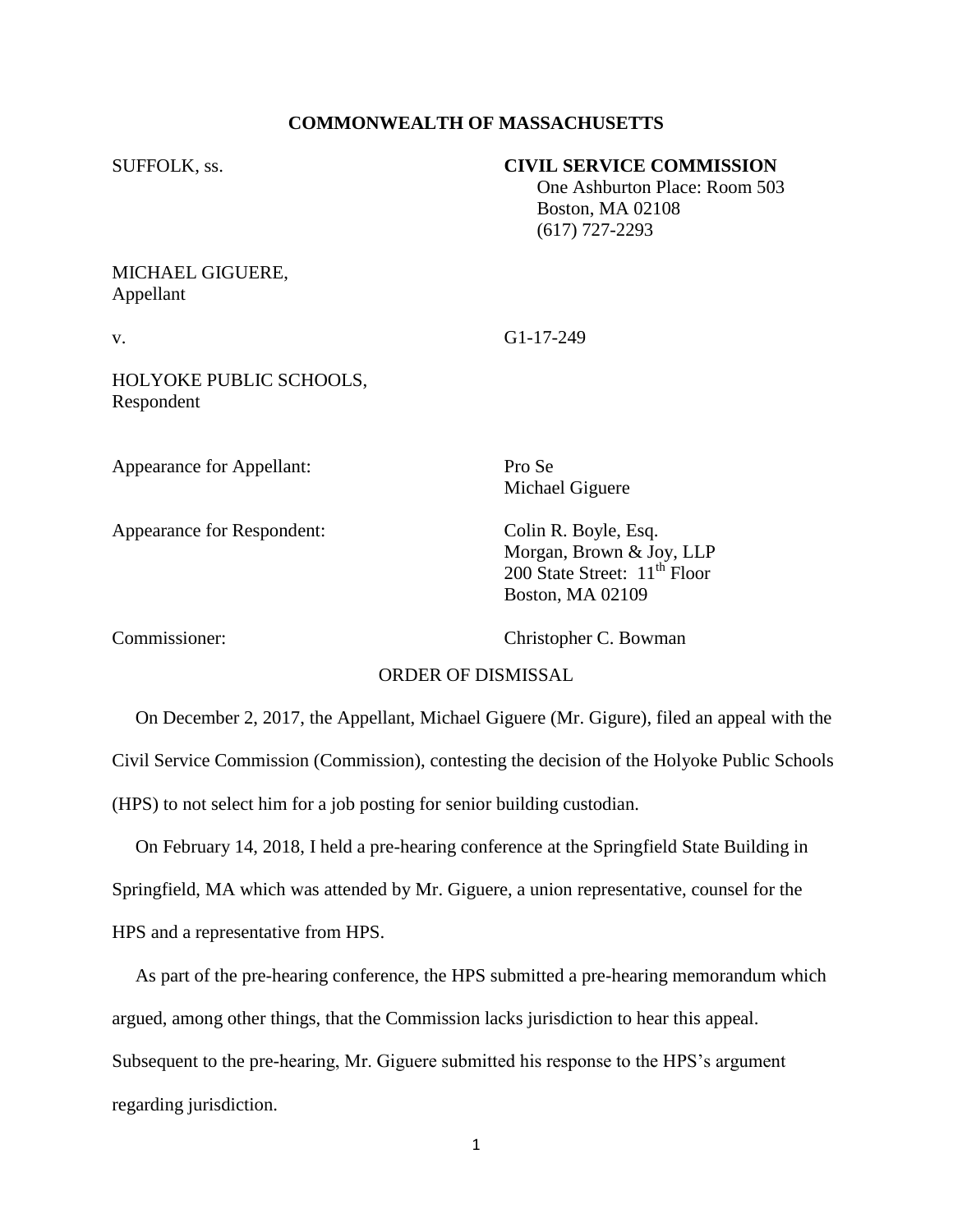**COMMONWEALTH OF MASSACHUSETTS**

SUFFOLK, ss.

**CIVIL SERVICE COMMISSION**
One Ashburton Place: Room 503
Boston, MA 02108
(617) 727-2293

MICHAEL GIGUERE,
Appellant

v. G1-17-249

HOLYOKE PUBLIC SCHOOLS,
Respondent

Appearance for Appellant: Pro Se
Michael Giguere

Appearance for Respondent: Colin R. Boyle, Esq.
Morgan, Brown & Joy, LLP
200 State Street: 11th Floor
Boston, MA 02109

Commissioner: Christopher C. Bowman

ORDER OF DISMISSAL

On December 2, 2017, the Appellant, Michael Giguere (Mr. Gigure), filed an appeal with the Civil Service Commission (Commission), contesting the decision of the Holyoke Public Schools (HPS) to not select him for a job posting for senior building custodian.

On February 14, 2018, I held a pre-hearing conference at the Springfield State Building in Springfield, MA which was attended by Mr. Giguere, a union representative, counsel for the HPS and a representative from HPS.

As part of the pre-hearing conference, the HPS submitted a pre-hearing memorandum which argued, among other things, that the Commission lacks jurisdiction to hear this appeal. Subsequent to the pre-hearing, Mr. Giguere submitted his response to the HPS's argument regarding jurisdiction.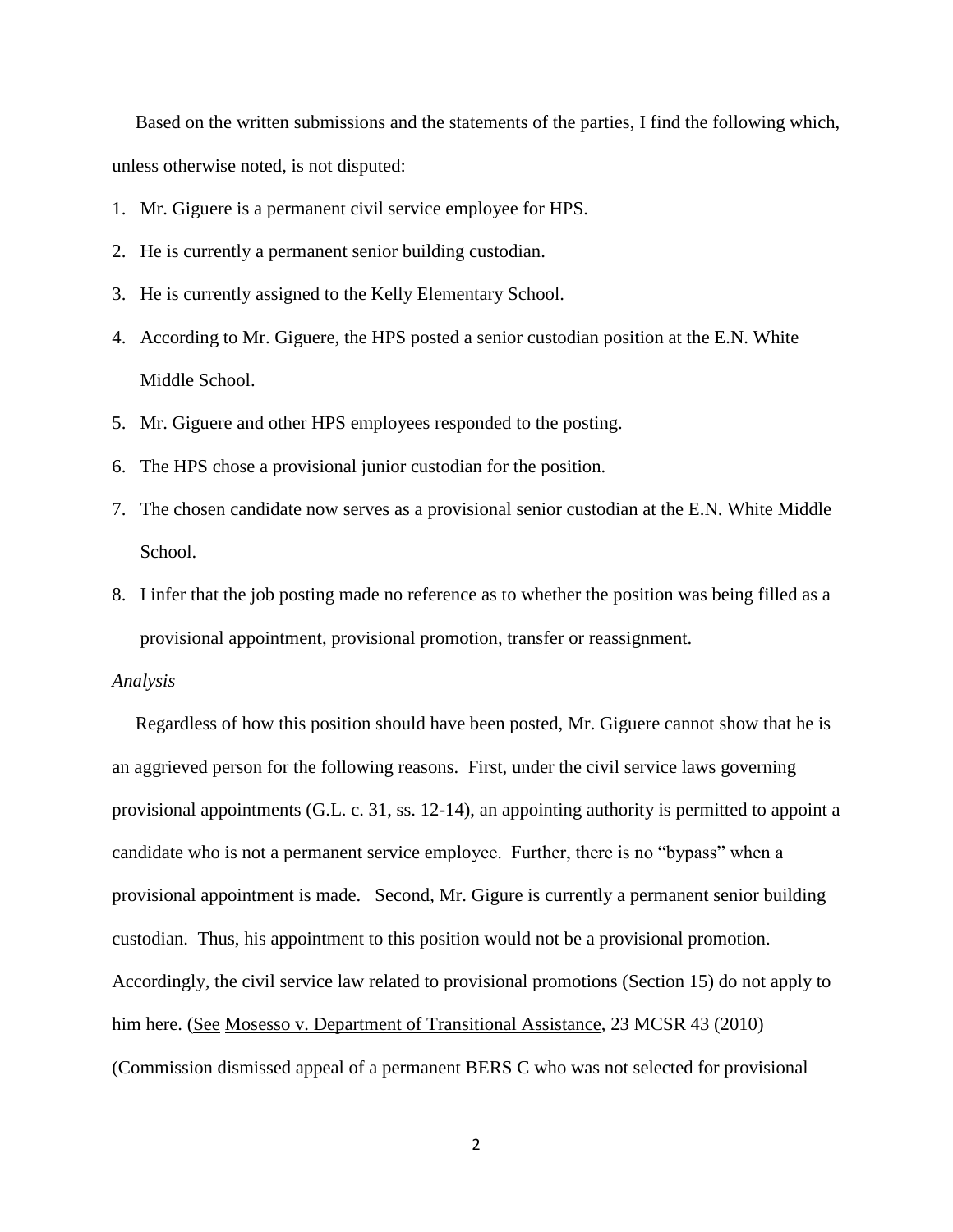Based on the written submissions and the statements of the parties, I find the following which, unless otherwise noted, is not disputed:

1. Mr. Giguere is a permanent civil service employee for HPS.
2. He is currently a permanent senior building custodian.
3. He is currently assigned to the Kelly Elementary School.
4. According to Mr. Giguere, the HPS posted a senior custodian position at the E.N. White Middle School.
5. Mr. Giguere and other HPS employees responded to the posting.
6. The HPS chose a provisional junior custodian for the position.
7. The chosen candidate now serves as a provisional senior custodian at the E.N. White Middle School.
8. I infer that the job posting made no reference as to whether the position was being filled as a provisional appointment, provisional promotion, transfer or reassignment.

*Analysis*

Regardless of how this position should have been posted, Mr. Giguere cannot show that he is an aggrieved person for the following reasons. First, under the civil service laws governing provisional appointments (G.L. c. 31, ss. 12-14), an appointing authority is permitted to appoint a candidate who is not a permanent service employee. Further, there is no "bypass" when a provisional appointment is made. Second, Mr. Gigure is currently a permanent senior building custodian. Thus, his appointment to this position would not be a provisional promotion. Accordingly, the civil service law related to provisional promotions (Section 15) do not apply to him here. (See Mosesso v. Department of Transitional Assistance, 23 MCSR 43 (2010) (Commission dismissed appeal of a permanent BERS C who was not selected for provisional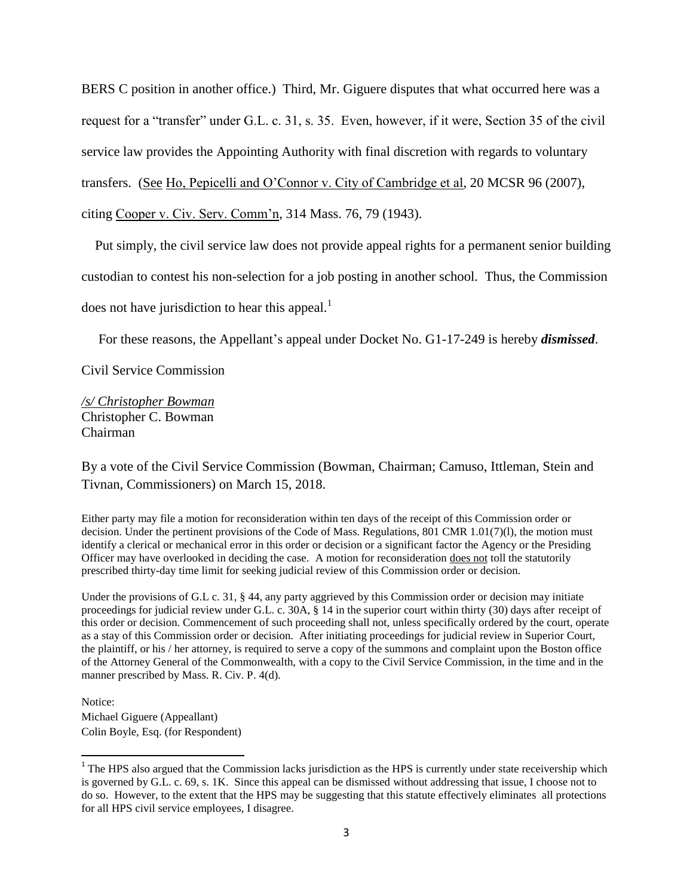BERS C position in another office.) Third, Mr. Giguere disputes that what occurred here was a request for a "transfer" under G.L. c. 31, s. 35. Even, however, if it were, Section 35 of the civil service law provides the Appointing Authority with final discretion with regards to voluntary transfers. (See Ho, Pepicelli and O'Connor v. City of Cambridge et al, 20 MCSR 96 (2007), citing Cooper v. Civ. Serv. Comm'n, 314 Mass. 76, 79 (1943).

Put simply, the civil service law does not provide appeal rights for a permanent senior building custodian to contest his non-selection for a job posting in another school. Thus, the Commission does not have jurisdiction to hear this appeal.[1]

For these reasons, the Appellant's appeal under Docket No. G1-17-249 is hereby ***dismissed***.

Civil Service Commission

*/s/ Christopher Bowman*
Christopher C. Bowman
Chairman

By a vote of the Civil Service Commission (Bowman, Chairman; Camuso, Ittleman, Stein and Tivnan, Commissioners) on March 15, 2018.

Either party may file a motion for reconsideration within ten days of the receipt of this Commission order or decision. Under the pertinent provisions of the Code of Mass. Regulations, 801 CMR 1.01(7)(l), the motion must identify a clerical or mechanical error in this order or decision or a significant factor the Agency or the Presiding Officer may have overlooked in deciding the case. A motion for reconsideration does not toll the statutorily prescribed thirty-day time limit for seeking judicial review of this Commission order or decision.

Under the provisions of G.L c. 31, § 44, any party aggrieved by this Commission order or decision may initiate proceedings for judicial review under G.L. c. 30A, § 14 in the superior court within thirty (30) days after receipt of this order or decision. Commencement of such proceeding shall not, unless specifically ordered by the court, operate as a stay of this Commission order or decision. After initiating proceedings for judicial review in Superior Court, the plaintiff, or his / her attorney, is required to serve a copy of the summons and complaint upon the Boston office of the Attorney General of the Commonwealth, with a copy to the Civil Service Commission, in the time and in the manner prescribed by Mass. R. Civ. P. 4(d).

Notice:
Michael Giguere (Appellant)
Colin Boyle, Esq. (for Respondent)

[1] The HPS also argued that the Commission lacks jurisdiction as the HPS is currently under state receivership which is governed by G.L. c. 69, s. 1K. Since this appeal can be dismissed without addressing that issue, I choose not to do so. However, to the extent that the HPS may be suggesting that this statute effectively eliminates all protections for all HPS civil service employees, I disagree.